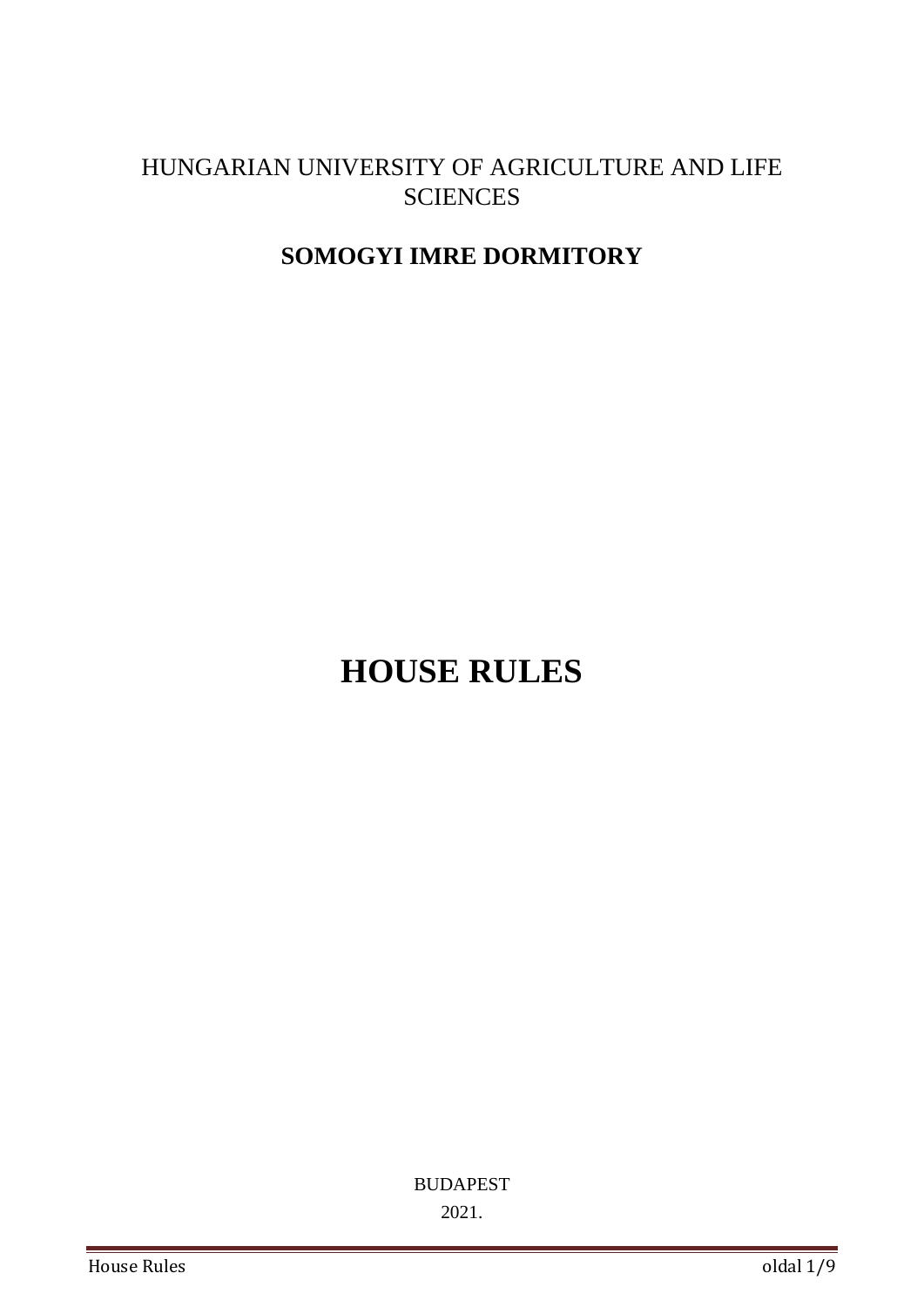HUNGARIAN UNIVERSITY OF AGRICULTURE AND LIFE SCIENCES

**SOMOGYI IMRE DORMITORY**

# HOUSE RULES

BUDAPEST

2021.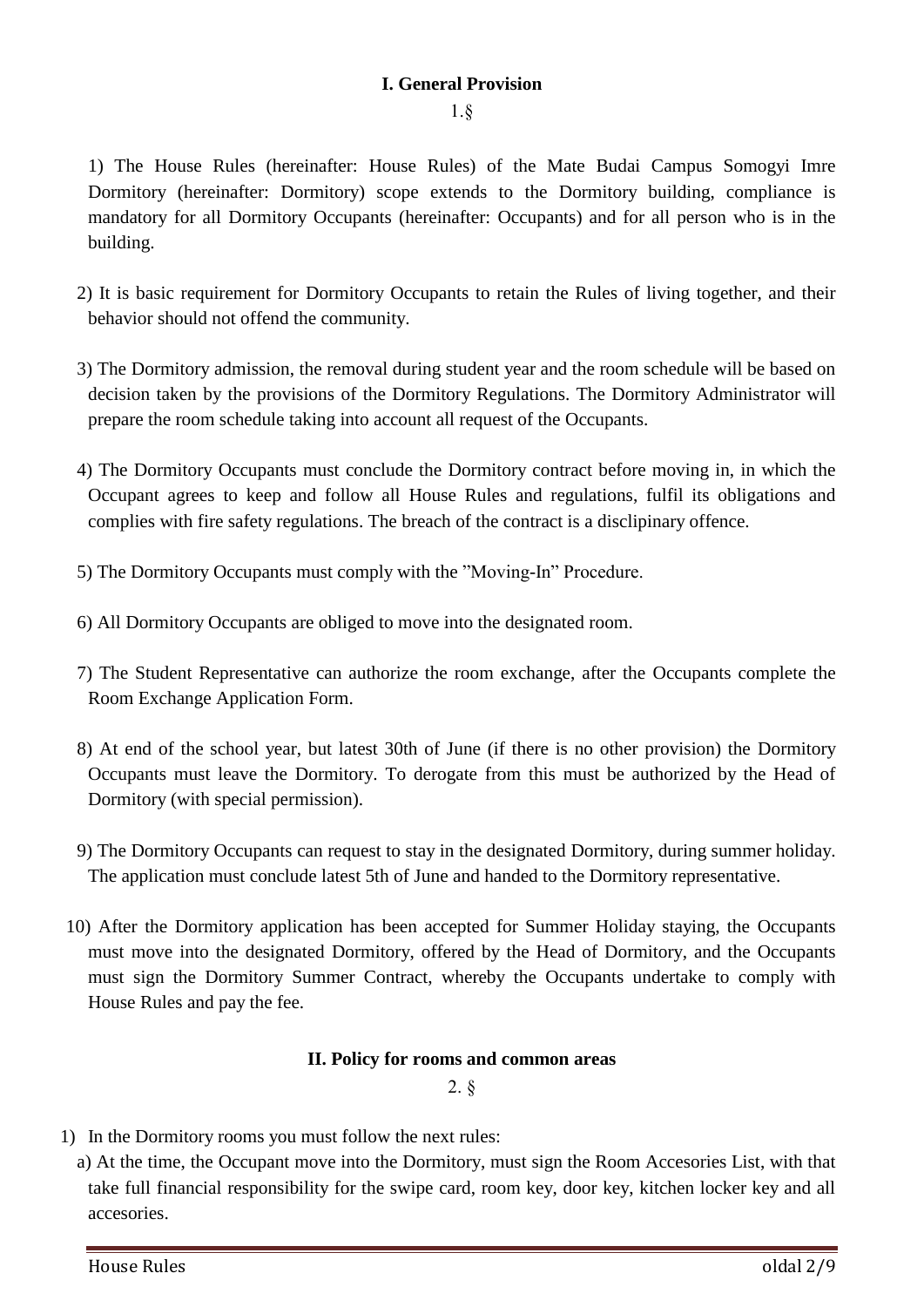## I. General Provision

1.§

1) The House Rules (hereinafter: House Rules) of the Mate Budai Campus Somogyi Imre Dormitory (hereinafter: Dormitory) scope extends to the Dormitory building, compliance is mandatory for all Dormitory Occupants (hereinafter: Occupants) and for all person who is in the building.

2) It is basic requirement for Dormitory Occupants to retain the Rules of living together, and their behavior should not offend the community.

3) The Dormitory admission, the removal during student year and the room schedule will be based on decision taken by the provisions of the Dormitory Regulations. The Dormitory Administrator will prepare the room schedule taking into account all request of the Occupants.

4) The Dormitory Occupants must conclude the Dormitory contract before moving in, in which the Occupant agrees to keep and follow all House Rules and regulations, fulfil its obligations and complies with fire safety regulations. The breach of the contract is a disclipinary offence.

5) The Dormitory Occupants must comply with the "Moving-In" Procedure.

6) All Dormitory Occupants are obliged to move into the designated room.

7) The Student Representative can authorize the room exchange, after the Occupants complete the Room Exchange Application Form.

8) At end of the school year, but latest 30th of June (if there is no other provision) the Dormitory Occupants must leave the Dormitory. To derogate from this must be authorized by the Head of Dormitory (with special permission).

9) The Dormitory Occupants can request to stay in the designated Dormitory, during summer holiday. The application must conclude latest 5th of June and handed to the Dormitory representative.

10) After the Dormitory application has been accepted for Summer Holiday staying, the Occupants must move into the designated Dormitory, offered by the Head of Dormitory, and the Occupants must sign the Dormitory Summer Contract, whereby the Occupants undertake to comply with House Rules and pay the fee.

## II. Policy for rooms and common areas

2. §

1) In the Dormitory rooms you must follow the next rules:
   a) At the time, the Occupant move into the Dormitory, must sign the Room Accesories List, with that take full financial responsibility for the swipe card, room key, door key, kitchen locker key and all accesories.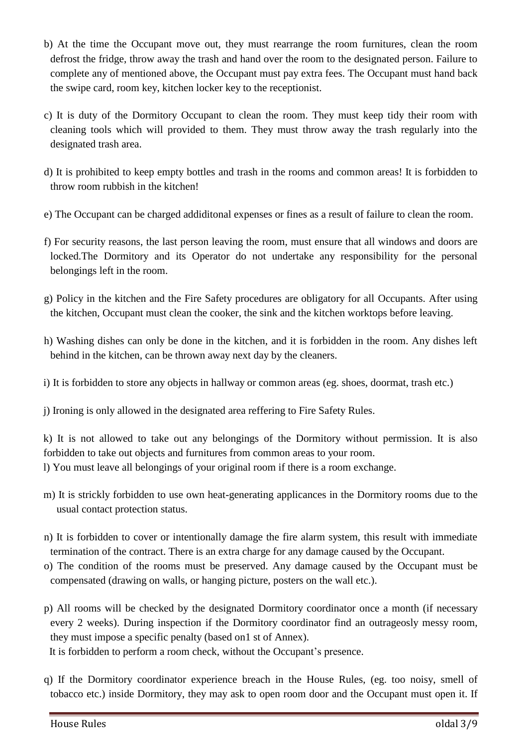b) At the time the Occupant move out, they must rearrange the room furnitures, clean the room defrost the fridge, throw away the trash and hand over the room to the designated person. Failure to complete any of mentioned above, the Occupant must pay extra fees. The Occupant must hand back the swipe card, room key, kitchen locker key to the receptionist.

c) It is duty of the Dormitory Occupant to clean the room. They must keep tidy their room with cleaning tools which will provided to them. They must throw away the trash regularly into the designated trash area.

d) It is prohibited to keep empty bottles and trash in the rooms and common areas! It is forbidden to throw room rubbish in the kitchen!

e) The Occupant can be charged addiditonal expenses or fines as a result of failure to clean the room.

f) For security reasons, the last person leaving the room, must ensure that all windows and doors are locked.The Dormitory and its Operator do not undertake any responsibility for the personal belongings left in the room.

g) Policy in the kitchen and the Fire Safety procedures are obligatory for all Occupants. After using the kitchen, Occupant must clean the cooker, the sink and the kitchen worktops before leaving.

h) Washing dishes can only be done in the kitchen, and it is forbidden in the room. Any dishes left behind in the kitchen, can be thrown away next day by the cleaners.

i) It is forbidden to store any objects in hallway or common areas (eg. shoes, doormat, trash etc.)

j) Ironing is only allowed in the designated area reffering to Fire Safety Rules.

k) It is not allowed to take out any belongings of the Dormitory without permission. It is also forbidden to take out objects and furnitures from common areas to your room.

l) You must leave all belongings of your original room if there is a room exchange.

m) It is strickly forbidden to use own heat-generating applicances in the Dormitory rooms due to the usual contact protection status.

n) It is forbidden to cover or intentionally damage the fire alarm system, this result with immediate termination of the contract. There is an extra charge for any damage caused by the Occupant.

o) The condition of the rooms must be preserved. Any damage caused by the Occupant must be compensated (drawing on walls, or hanging picture, posters on the wall etc.).

p) All rooms will be checked by the designated Dormitory coordinator once a month (if necessary every 2 weeks). During inspection if the Dormitory coordinator find an outrageosly messy room, they must impose a specific penalty (based on1 st of Annex).
It is forbidden to perform a room check, without the Occupant's presence.

q) If the Dormitory coordinator experience breach in the House Rules, (eg. too noisy, smell of tobacco etc.) inside Dormitory, they may ask to open room door and the Occupant must open it. If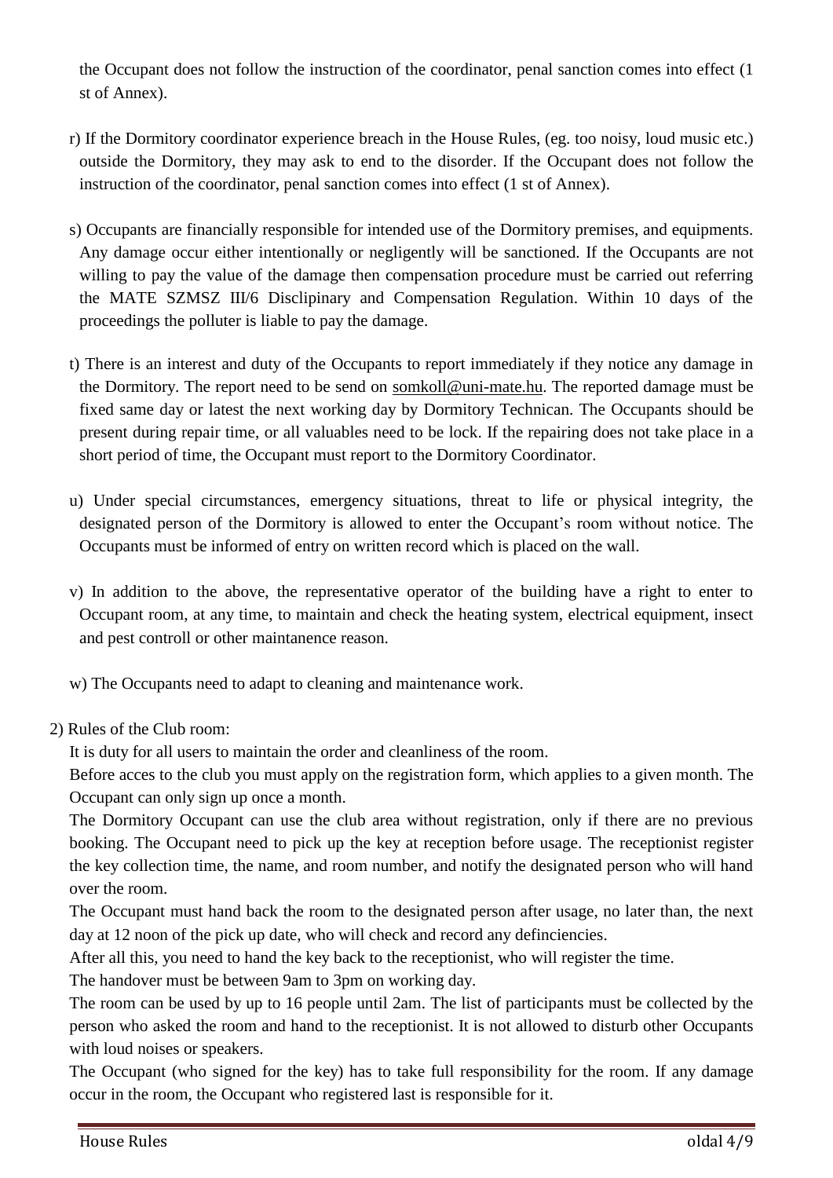the Occupant does not follow the instruction of the coordinator, penal sanction comes into effect (1 st of Annex).

r) If the Dormitory coordinator experience breach in the House Rules, (eg. too noisy, loud music etc.) outside the Dormitory, they may ask to end to the disorder. If the Occupant does not follow the instruction of the coordinator, penal sanction comes into effect (1 st of Annex).

s) Occupants are financially responsible for intended use of the Dormitory premises, and equipments. Any damage occur either intentionally or negligently will be sanctioned. If the Occupants are not willing to pay the value of the damage then compensation procedure must be carried out referring the MATE SZMSZ III/6 Disclipinary and Compensation Regulation. Within 10 days of the proceedings the polluter is liable to pay the damage.

t) There is an interest and duty of the Occupants to report immediately if they notice any damage in the Dormitory. The report need to be send on somkoll@uni-mate.hu. The reported damage must be fixed same day or latest the next working day by Dormitory Technican. The Occupants should be present during repair time, or all valuables need to be lock. If the repairing does not take place in a short period of time, the Occupant must report to the Dormitory Coordinator.

u) Under special circumstances, emergency situations, threat to life or physical integrity, the designated person of the Dormitory is allowed to enter the Occupant's room without notice. The Occupants must be informed of entry on written record which is placed on the wall.

v) In addition to the above, the representative operator of the building have a right to enter to Occupant room, at any time, to maintain and check the heating system, electrical equipment, insect and pest controll or other maintanence reason.

w) The Occupants need to adapt to cleaning and maintenance work.

2) Rules of the Club room:

It is duty for all users to maintain the order and cleanliness of the room.

Before acces to the club you must apply on the registration form, which applies to a given month. The Occupant can only sign up once a month.

The Dormitory Occupant can use the club area without registration, only if there are no previous booking. The Occupant need to pick up the key at reception before usage. The receptionist register the key collection time, the name, and room number, and notify the designated person who will hand over the room.

The Occupant must hand back the room to the designated person after usage, no later than, the next day at 12 noon of the pick up date, who will check and record any definciencies.

After all this, you need to hand the key back to the receptionist, who will register the time.

The handover must be between 9am to 3pm on working day.

The room can be used by up to 16 people until 2am. The list of participants must be collected by the person who asked the room and hand to the receptionist. It is not allowed to disturb other Occupants with loud noises or speakers.

The Occupant (who signed for the key) has to take full responsibility for the room. If any damage occur in the room, the Occupant who registered last is responsible for it.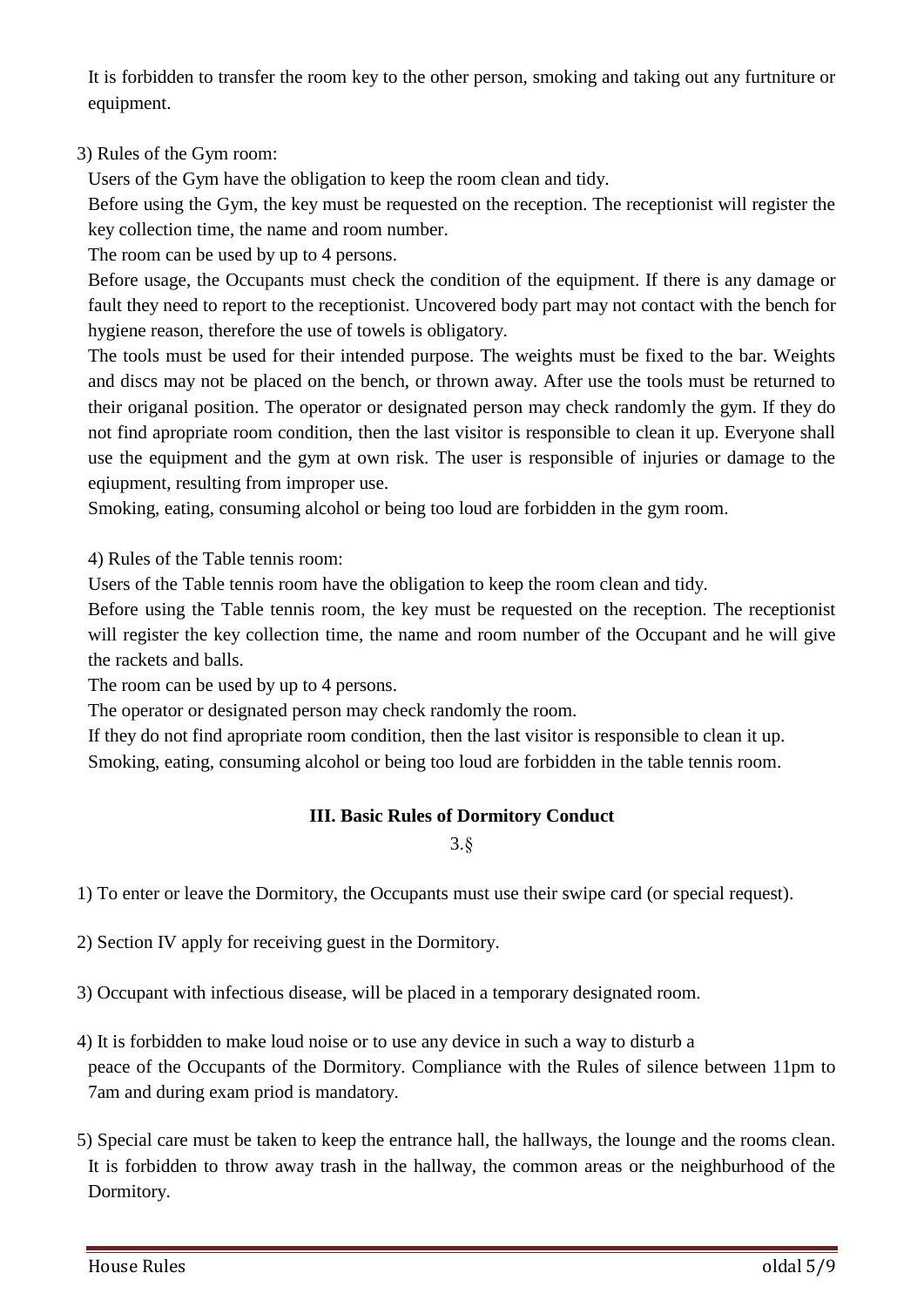It is forbidden to transfer the room key to the other person, smoking and taking out any furtniture or equipment.

3) Rules of the Gym room:

Users of the Gym have the obligation to keep the room clean and tidy.

Before using the Gym, the key must be requested on the reception. The receptionist will register the key collection time, the name and room number.

The room can be used by up to 4 persons.

Before usage, the Occupants must check the condition of the equipment. If there is any damage or fault they need to report to the receptionist. Uncovered body part may not contact with the bench for hygiene reason, therefore the use of towels is obligatory.

The tools must be used for their intended purpose. The weights must be fixed to the bar. Weights and discs may not be placed on the bench, or thrown away. After use the tools must be returned to their origanal position. The operator or designated person may check randomly the gym. If they do not find apropriate room condition, then the last visitor is responsible to clean it up. Everyone shall use the equipment and the gym at own risk. The user is responsible of injuries or damage to the eqiupment, resulting from improper use.

Smoking, eating, consuming alcohol or being too loud are forbidden in the gym room.

4) Rules of the Table tennis room:

Users of the Table tennis room have the obligation to keep the room clean and tidy.

Before using the Table tennis room, the key must be requested on the reception. The receptionist will register the key collection time, the name and room number of the Occupant and he will give the rackets and balls.

The room can be used by up to 4 persons.

The operator or designated person may check randomly the room.

If they do not find apropriate room condition, then the last visitor is responsible to clean it up.

Smoking, eating, consuming alcohol or being too loud are forbidden in the table tennis room.

## III. Basic Rules of Dormitory Conduct

3.§

1) To enter or leave the Dormitory, the Occupants must use their swipe card (or special request).

2) Section IV apply for receiving guest in the Dormitory.

3) Occupant with infectious disease, will be placed in a temporary designated room.

4) It is forbidden to make loud noise or to use any device in such a way to disturb a peace of the Occupants of the Dormitory. Compliance with the Rules of silence between 11pm to 7am and during exam priod is mandatory.

5) Special care must be taken to keep the entrance hall, the hallways, the lounge and the rooms clean. It is forbidden to throw away trash in the hallway, the common areas or the neighburhood of the Dormitory.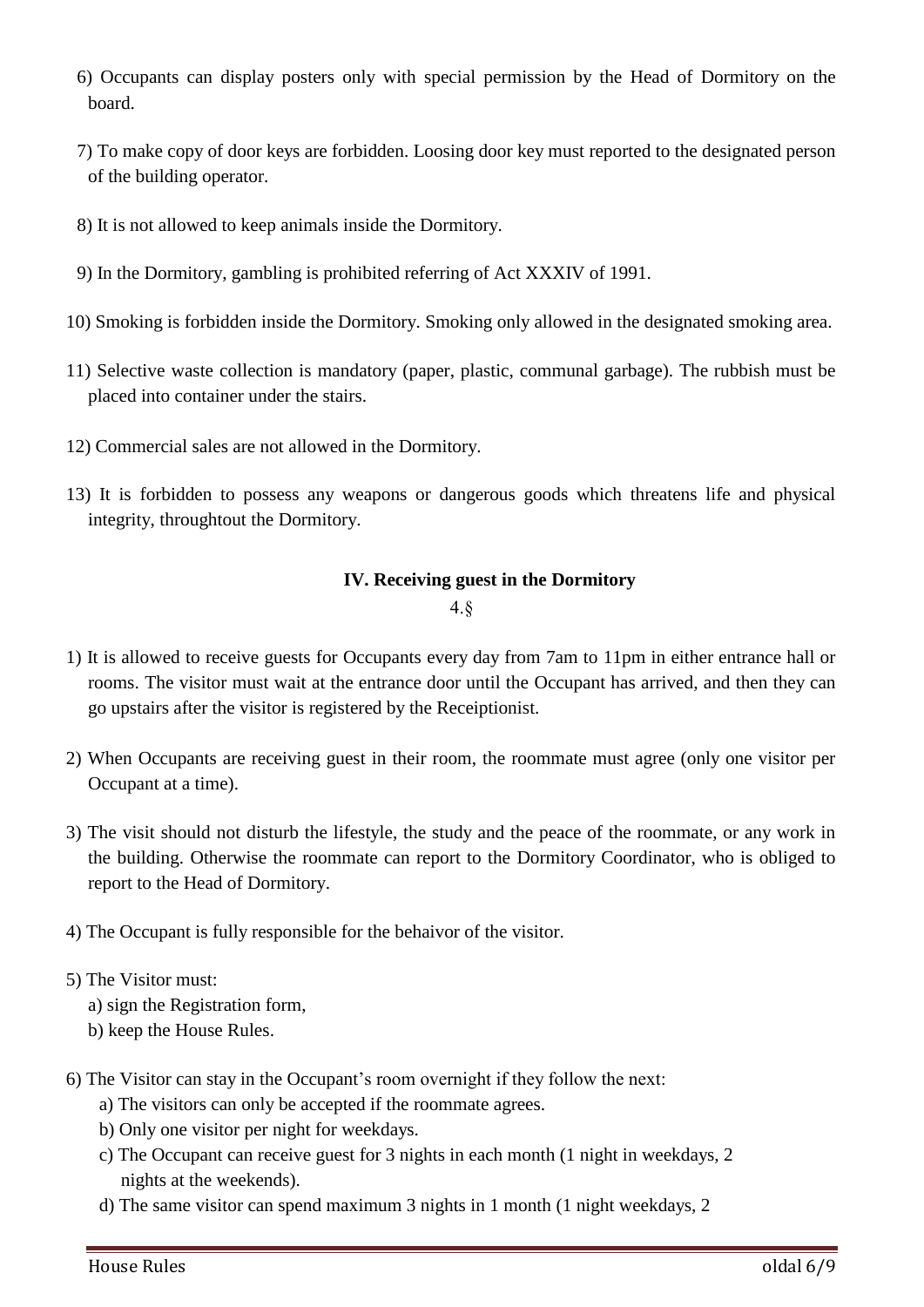6) Occupants can display posters only with special permission by the Head of Dormitory on the board.

7) To make copy of door keys are forbidden. Loosing door key must reported to the designated person of the building operator.

8) It is not allowed to keep animals inside the Dormitory.

9) In the Dormitory, gambling is prohibited referring of Act XXXIV of 1991.

10) Smoking is forbidden inside the Dormitory. Smoking only allowed in the designated smoking area.

11) Selective waste collection is mandatory (paper, plastic, communal garbage). The rubbish must be placed into container under the stairs.

12) Commercial sales are not allowed in the Dormitory.

13) It is forbidden to possess any weapons or dangerous goods which threatens life and physical integrity, throughtout the Dormitory.

## IV. Receiving guest in the Dormitory

4.§

1) It is allowed to receive guests for Occupants every day from 7am to 11pm in either entrance hall or rooms. The visitor must wait at the entrance door until the Occupant has arrived, and then they can go upstairs after the visitor is registered by the Receiptionist.

2) When Occupants are receiving guest in their room, the roommate must agree (only one visitor per Occupant at a time).

3) The visit should not disturb the lifestyle, the study and the peace of the roommate, or any work in the building. Otherwise the roommate can report to the Dormitory Coordinator, who is obliged to report to the Head of Dormitory.

4) The Occupant is fully responsible for the behaivor of the visitor.

5) The Visitor must:
   a) sign the Registration form,
   b) keep the House Rules.

6) The Visitor can stay in the Occupant's room overnight if they follow the next:
   a) The visitors can only be accepted if the roommate agrees.
   b) Only one visitor per night for weekdays.
   c) The Occupant can receive guest for 3 nights in each month (1 night in weekdays, 2 nights at the weekends).
   d) The same visitor can spend maximum 3 nights in 1 month (1 night weekdays, 2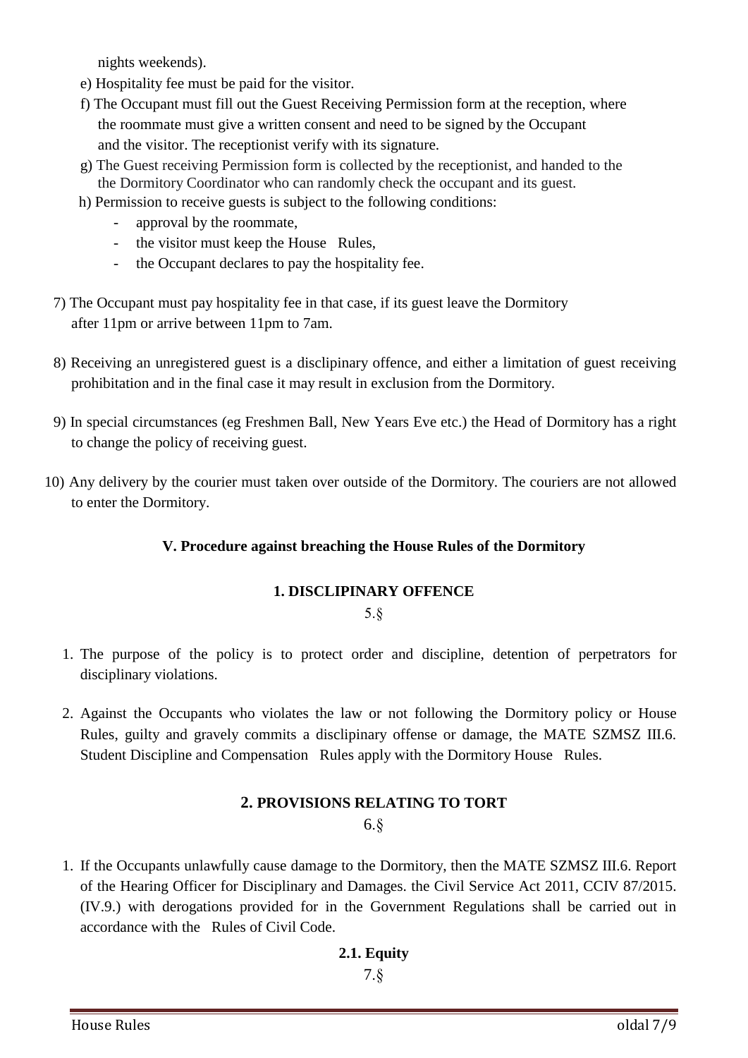nights weekends).

e) Hospitality fee must be paid for the visitor.

f) The Occupant must fill out the Guest Receiving Permission form at the reception, where the roommate must give a written consent and need to be signed by the Occupant and the visitor. The receptionist verify with its signature.

g) The Guest receiving Permission form is collected by the receptionist, and handed to the the Dormitory Coordinator who can randomly check the occupant and its guest.

h) Permission to receive guests is subject to the following conditions:

- approval by the roommate,
- the visitor must keep the House Rules,
- the Occupant declares to pay the hospitality fee.

7) The Occupant must pay hospitality fee in that case, if its guest leave the Dormitory after 11pm or arrive between 11pm to 7am.

8) Receiving an unregistered guest is a dislipinary offence, and either a limitation of guest receiving prohibitation and in the final case it may result in exclusion from the Dormitory.

9) In special circumstances (eg Freshmen Ball, New Years Eve etc.) the Head of Dormitory has a right to change the policy of receiving guest.

10) Any delivery by the courier must taken over outside of the Dormitory. The couriers are not allowed to enter the Dormitory.

## V. Procedure against breaching the House Rules of the Dormitory

### 1. DISCLIPINARY OFFENCE

5.§

1. The purpose of the policy is to protect order and discipline, detention of perpetrators for disciplinary violations.

2. Against the Occupants who violates the law or not following the Dormitory policy or House Rules, guilty and gravely commits a disclipinary offense or damage, the MATE SZMSZ III.6. Student Discipline and Compensation Rules apply with the Dormitory House Rules.

### 2. PROVISIONS RELATING TO TORT

6.§

1. If the Occupants unlawfully cause damage to the Dormitory, then the MATE SZMSZ III.6. Report of the Hearing Officer for Disciplinary and Damages. the Civil Service Act 2011, CCIV 87/2015. (IV.9.) with derogations provided for in the Government Regulations shall be carried out in accordance with the Rules of Civil Code.

#### 2.1. Equity

7.§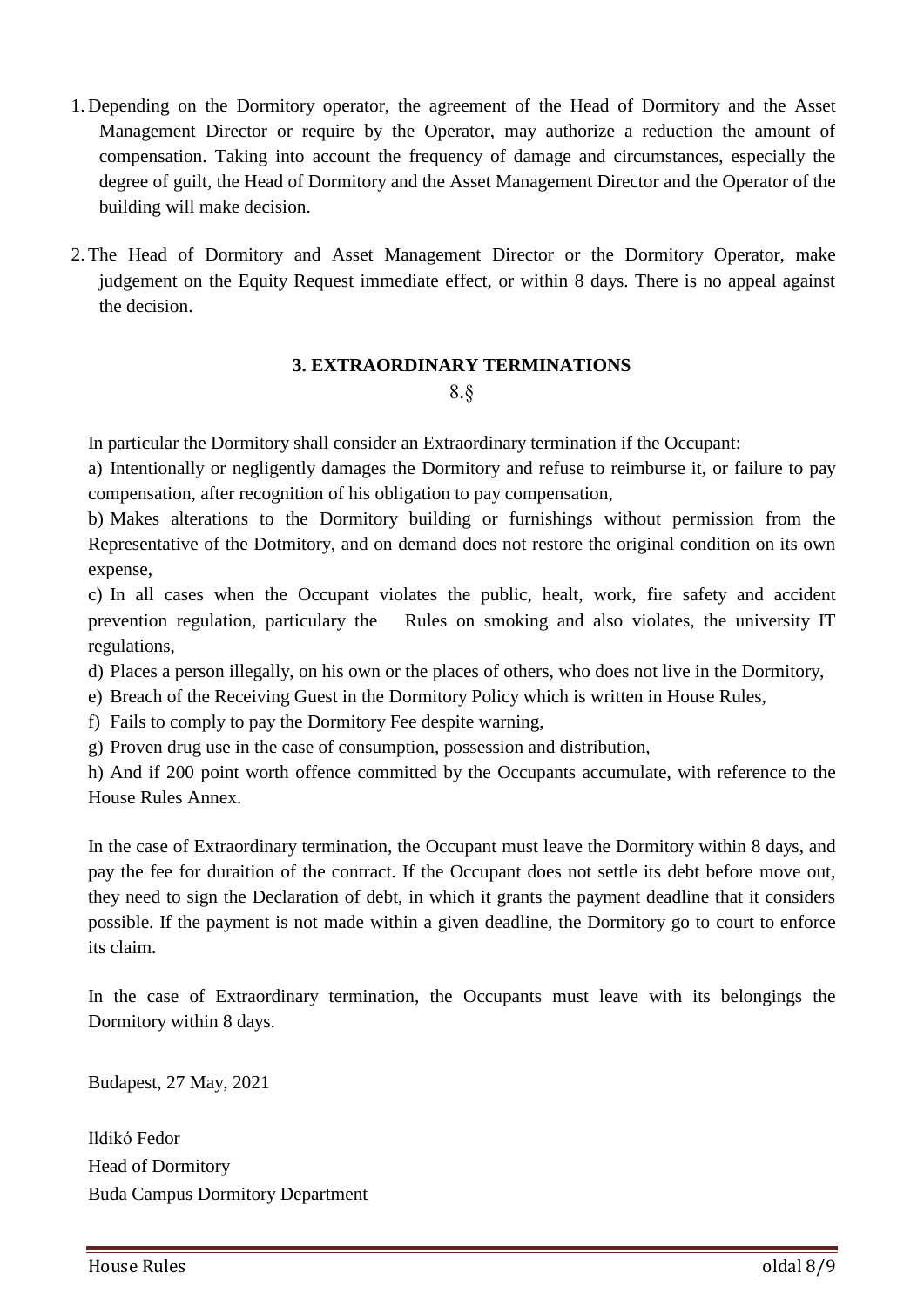1. Depending on the Dormitory operator, the agreement of the Head of Dormitory and the Asset Management Director or require by the Operator, may authorize a reduction the amount of compensation. Taking into account the frequency of damage and circumstances, especially the degree of guilt, the Head of Dormitory and the Asset Management Director and the Operator of the building will make decision.

2. The Head of Dormitory and Asset Management Director or the Dormitory Operator, make judgement on the Equity Request immediate effect, or within 8 days. There is no appeal against the decision.

## 3. EXTRAORDINARY TERMINATIONS

8.§

In particular the Dormitory shall consider an Extraordinary termination if the Occupant:

a) Intentionally or negligently damages the Dormitory and refuse to reimburse it, or failure to pay compensation, after recognition of his obligation to pay compensation,

b) Makes alterations to the Dormitory building or furnishings without permission from the Representative of the Dotmitory, and on demand does not restore the original condition on its own expense,

c) In all cases when the Occupant violates the public, healt, work, fire safety and accident prevention regulation, particulary the Rules on smoking and also violates, the university IT regulations,

d) Places a person illegally, on his own or the places of others, who does not live in the Dormitory,

e) Breach of the Receiving Guest in the Dormitory Policy which is written in House Rules,

f) Fails to comply to pay the Dormitory Fee despite warning,

g) Proven drug use in the case of consumption, possession and distribution,

h) And if 200 point worth offence committed by the Occupants accumulate, with reference to the House Rules Annex.

In the case of Extraordinary termination, the Occupant must leave the Dormitory within 8 days, and pay the fee for duraition of the contract. If the Occupant does not settle its debt before move out, they need to sign the Declaration of debt, in which it grants the payment deadline that it considers possible. If the payment is not made within a given deadline, the Dormitory go to court to enforce its claim.

In the case of Extraordinary termination, the Occupants must leave with its belongings the Dormitory within 8 days.

Budapest, 27 May, 2021

Ildikó Fedor
Head of Dormitory
Buda Campus Dormitory Department